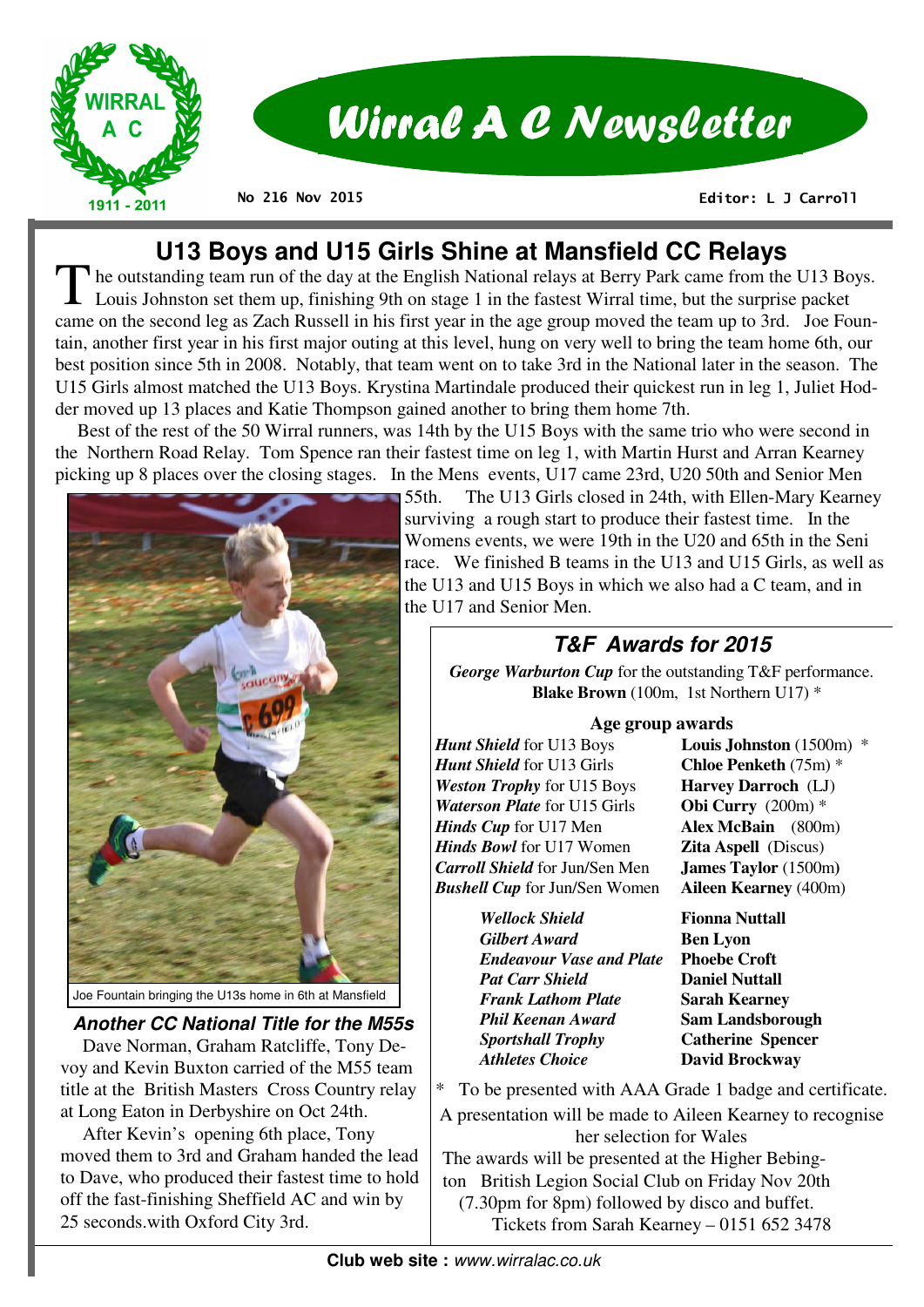# Wirral A C Newsletter

WIRRAL A C 1911 - 2011

No 216 Nov 2015 — Editor: L J Carroll

## U13 Boys and U15 Girls Shine at Mansfield CC Relays

The outstanding team run of the day at the English National relays at Berry Park came from the U13 Boys. Louis Johnston set them up, finishing 9th on stage 1 in the fastest Wirral time, but the surprise packet came on the second leg as Zach Russell in his first year in the age group moved the team up to 3rd. Joe Fountain, another first year in his first major outing at this level, hung on very well to bring the team home 6th, our best position since 5th in 2008. Notably, that team went on to take 3rd in the National later in the season. The U15 Girls almost matched the U13 Boys. Krystina Martindale produced their quickest run in leg 1, Juliet Hodder moved up 13 places and Katie Thompson gained another to bring them home 7th.

Best of the rest of the 50 Wirral runners, was 14th by the U15 Boys with the same trio who were second in the Northern Road Relay. Tom Spence ran their fastest time on leg 1, with Martin Hurst and Arran Kearney picking up 8 places over the closing stages. In the Mens events, U17 came 23rd, U20 50th and Senior Men 55th. The U13 Girls closed in 24th, with Ellen-Mary Kearney surviving a rough start to produce their fastest time. In the Womens events, we were 19th in the U20 and 65th in the Seni race. We finished B teams in the U13 and U15 Girls, as well as the U13 and U15 Boys in which we also had a C team, and in the U17 and Senior Men.

Joe Fountain bringing the U13s home in 6th at Mansfield

### Another CC National Title for the M55s

Dave Norman, Graham Ratcliffe, Tony Devoy and Kevin Buxton carried of the M55 team title at the British Masters Cross Country relay at Long Eaton in Derbyshire on Oct 24th.

After Kevin's opening 6th place, Tony moved them to 3rd and Graham handed the lead to Dave, who produced their fastest time to hold off the fast-finishing Sheffield AC and win by 25 seconds.with Oxford City 3rd.

### T&F Awards for 2015

***George Warburton Cup*** for the outstanding T&F performance.
**Blake Brown** (100m, 1st Northern U17) *

**Age group awards**

| Award | Winner |
|---|---|
| ***Hunt Shield*** for U13 Boys | **Louis Johnston** (1500m) * |
| ***Hunt Shield*** for U13 Girls | **Chloe Penketh** (75m) * |
| ***Weston Trophy*** for U15 Boys | **Harvey Darroch** (LJ) |
| ***Waterson Plate*** for U15 Girls | **Obi Curry** (200m) * |
| ***Hinds Cup*** for U17 Men | **Alex McBain** (800m) |
| ***Hinds Bowl*** for U17 Women | **Zita Aspell** (Discus) |
| ***Carroll Shield*** for Jun/Sen Men | **James Taylor** (1500m) |
| ***Bushell Cup*** for Jun/Sen Women | **Aileen Kearney** (400m) |
| ***Wellock Shield*** | **Fionna Nuttall** |
| ***Gilbert Award*** | **Ben Lyon** |
| ***Endeavour Vase and Plate*** | **Phoebe Croft** |
| ***Pat Carr Shield*** | **Daniel Nuttall** |
| ***Frank Lathom Plate*** | **Sarah Kearney** |
| ***Phil Keenan Award*** | **Sam Landsborough** |
| ***Sportshall Trophy*** | **Catherine Spencer** |
| ***Athletes Choice*** | **David Brockway** |

\* To be presented with AAA Grade 1 badge and certificate.

A presentation will be made to Aileen Kearney to recognise her selection for Wales

The awards will be presented at the Higher Bebington British Legion Social Club on Friday Nov 20th (7.30pm for 8pm) followed by disco and buffet. Tickets from Sarah Kearney – 0151 652 3478

**Club web site :** *www.wirralac.co.uk*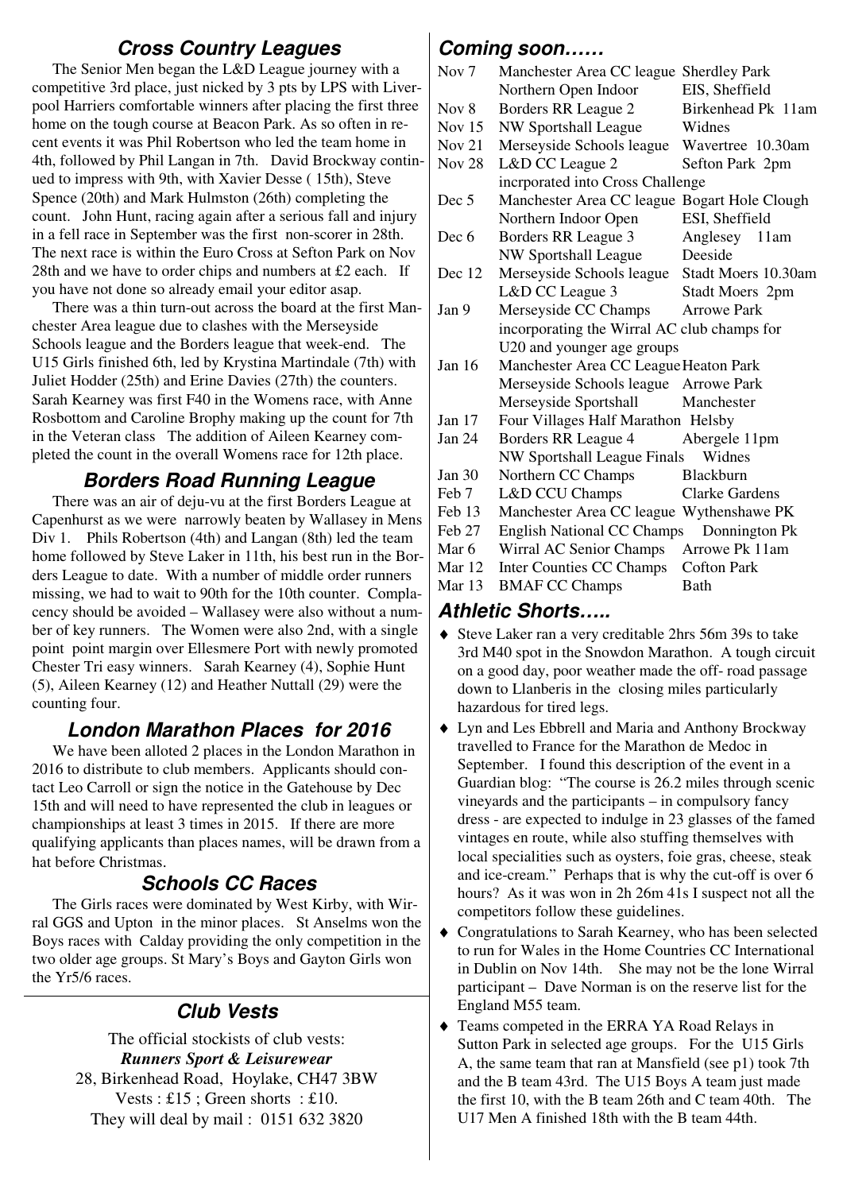## Cross Country Leagues

The Senior Men began the L&D League journey with a competitive 3rd place, just nicked by 3 pts by LPS with Liverpool Harriers comfortable winners after placing the first three home on the tough course at Beacon Park. As so often in recent events it was Phil Robertson who led the team home in 4th, followed by Phil Langan in 7th. David Brockway continued to impress with 9th, with Xavier Desse ( 15th), Steve Spence (20th) and Mark Hulmston (26th) completing the count. John Hunt, racing again after a serious fall and injury in a fell race in September was the first non-scorer in 28th. The next race is within the Euro Cross at Sefton Park on Nov 28th and we have to order chips and numbers at £2 each. If you have not done so already email your editor asap.

There was a thin turn-out across the board at the first Manchester Area league due to clashes with the Merseyside Schools league and the Borders league that week-end. The U15 Girls finished 6th, led by Krystina Martindale (7th) with Juliet Hodder (25th) and Erine Davies (27th) the counters. Sarah Kearney was first F40 in the Womens race, with Anne Rosbottom and Caroline Brophy making up the count for 7th in the Veteran class The addition of Aileen Kearney completed the count in the overall Womens race for 12th place.

## Borders Road Running League

There was an air of deju-vu at the first Borders League at Capenhurst as we were narrowly beaten by Wallasey in Mens Div 1. Phils Robertson (4th) and Langan (8th) led the team home followed by Steve Laker in 11th, his best run in the Borders League to date. With a number of middle order runners missing, we had to wait to 90th for the 10th counter. Complacency should be avoided – Wallasey were also without a number of key runners. The Women were also 2nd, with a single point point margin over Ellesmere Port with newly promoted Chester Tri easy winners. Sarah Kearney (4), Sophie Hunt (5), Aileen Kearney (12) and Heather Nuttall (29) were the counting four.

## London Marathon Places for 2016

We have been alloted 2 places in the London Marathon in 2016 to distribute to club members. Applicants should contact Leo Carroll or sign the notice in the Gatehouse by Dec 15th and will need to have represented the club in leagues or championships at least 3 times in 2015. If there are more qualifying applicants than places names, will be drawn from a hat before Christmas.

## Schools CC Races

The Girls races were dominated by West Kirby, with Wirral GGS and Upton in the minor places. St Anselms won the Boys races with Calday providing the only competition in the two older age groups. St Mary's Boys and Gayton Girls won the Yr5/6 races.

## Club Vests

The official stockists of club vests:
***Runners Sport & Leisurewear***
28, Birkenhead Road, Hoylake, CH47 3BW
Vests : £15 ; Green shorts : £10.
They will deal by mail : 0151 632 3820

## Coming soon……

| | | |
|---|---|---|
| Nov 7 | Manchester Area CC league | Sherdley Park |
| | Northern Open Indoor | EIS, Sheffield |
| Nov 8 | Borders RR League 2 | Birkenhead Pk 11am |
| Nov 15 | NW Sportshall League | Widnes |
| Nov 21 | Merseyside Schools league | Wavertree 10.30am |
| Nov 28 | L&D CC League 2 | Sefton Park 2pm |
| | incrporated into Cross Challenge | |
| Dec 5 | Manchester Area CC league | Bogart Hole Clough |
| | Northern Indoor Open | ESI, Sheffield |
| Dec 6 | Borders RR League 3 | Anglesey 11am |
| | NW Sportshall League | Deeside |
| Dec 12 | Merseyside Schools league | Stadt Moers 10.30am |
| | L&D CC League 3 | Stadt Moers 2pm |
| Jan 9 | Merseyside CC Champs | Arrowe Park |
| | incorporating the Wirral AC club champs for U20 and younger age groups | |
| Jan 16 | Manchester Area CC League | Heaton Park |
| | Merseyside Schools league | Arrowe Park |
| | Merseyside Sportshall | Manchester |
| Jan 17 | Four Villages Half Marathon | Helsby |
| Jan 24 | Borders RR League 4 | Abergele 11pm |
| | NW Sportshall League Finals | Widnes |
| Jan 30 | Northern CC Champs | Blackburn |
| Feb 7 | L&D CCU Champs | Clarke Gardens |
| Feb 13 | Manchester Area CC league | Wythenshawe PK |
| Feb 27 | English National CC Champs | Donnington Pk |
| Mar 6 | Wirral AC Senior Champs | Arrowe Pk 11am |
| Mar 12 | Inter Counties CC Champs | Cofton Park |
| Mar 13 | BMAF CC Champs | Bath |

## Athletic Shorts…..

- Steve Laker ran a very creditable 2hrs 56m 39s to take 3rd M40 spot in the Snowdon Marathon. A tough circuit on a good day, poor weather made the off- road passage down to Llanberis in the closing miles particularly hazardous for tired legs.
- Lyn and Les Ebbrell and Maria and Anthony Brockway travelled to France for the Marathon de Medoc in September. I found this description of the event in a Guardian blog: "The course is 26.2 miles through scenic vineyards and the participants – in compulsory fancy dress - are expected to indulge in 23 glasses of the famed vintages en route, while also stuffing themselves with local specialities such as oysters, foie gras, cheese, steak and ice-cream." Perhaps that is why the cut-off is over 6 hours? As it was won in 2h 26m 41s I suspect not all the competitors follow these guidelines.
- Congratulations to Sarah Kearney, who has been selected to run for Wales in the Home Countries CC International in Dublin on Nov 14th. She may not be the lone Wirral participant – Dave Norman is on the reserve list for the England M55 team.
- Teams competed in the ERRA YA Road Relays in Sutton Park in selected age groups. For the U15 Girls A, the same team that ran at Mansfield (see p1) took 7th and the B team 43rd. The U15 Boys A team just made the first 10, with the B team 26th and C team 40th. The U17 Men A finished 18th with the B team 44th.